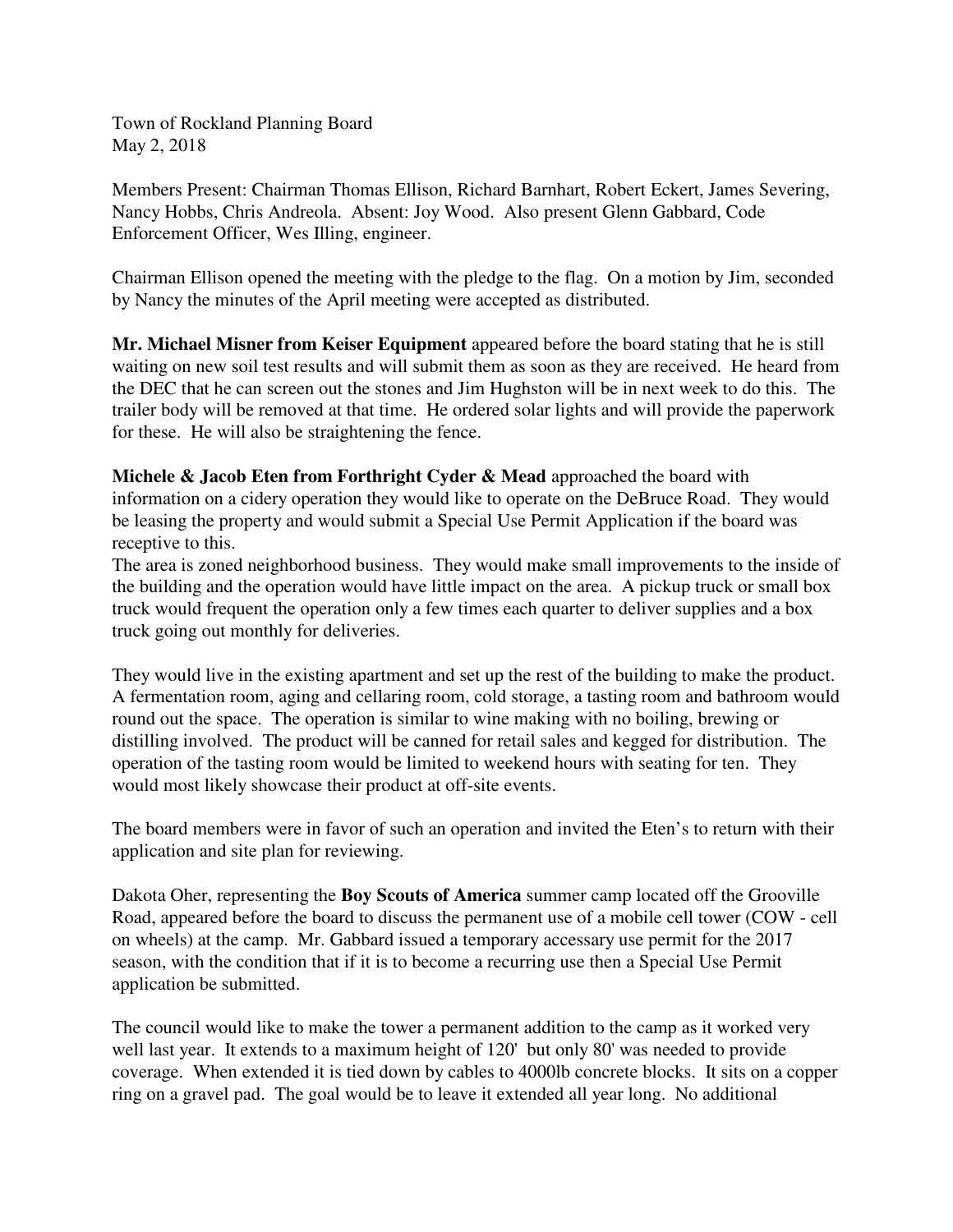Town of Rockland Planning Board
May 2, 2018

Members Present: Chairman Thomas Ellison, Richard Barnhart, Robert Eckert, James Severing, Nancy Hobbs, Chris Andreola. Absent: Joy Wood. Also present Glenn Gabbard, Code Enforcement Officer, Wes Illing, engineer.

Chairman Ellison opened the meeting with the pledge to the flag. On a motion by Jim, seconded by Nancy the minutes of the April meeting were accepted as distributed.

**Mr. Michael Misner from Keiser Equipment** appeared before the board stating that he is still waiting on new soil test results and will submit them as soon as they are received. He heard from the DEC that he can screen out the stones and Jim Hughston will be in next week to do this. The trailer body will be removed at that time. He ordered solar lights and will provide the paperwork for these. He will also be straightening the fence.

**Michele & Jacob Eten from Forthright Cyder & Mead** approached the board with information on a cidery operation they would like to operate on the DeBruce Road. They would be leasing the property and would submit a Special Use Permit Application if the board was receptive to this.
The area is zoned neighborhood business. They would make small improvements to the inside of the building and the operation would have little impact on the area. A pickup truck or small box truck would frequent the operation only a few times each quarter to deliver supplies and a box truck going out monthly for deliveries.

They would live in the existing apartment and set up the rest of the building to make the product. A fermentation room, aging and cellaring room, cold storage, a tasting room and bathroom would round out the space. The operation is similar to wine making with no boiling, brewing or distilling involved. The product will be canned for retail sales and kegged for distribution. The operation of the tasting room would be limited to weekend hours with seating for ten. They would most likely showcase their product at off-site events.

The board members were in favor of such an operation and invited the Eten's to return with their application and site plan for reviewing.

Dakota Oher, representing the **Boy Scouts of America** summer camp located off the Grooville Road, appeared before the board to discuss the permanent use of a mobile cell tower (COW - cell on wheels) at the camp. Mr. Gabbard issued a temporary accessary use permit for the 2017 season, with the condition that if it is to become a recurring use then a Special Use Permit application be submitted.

The council would like to make the tower a permanent addition to the camp as it worked very well last year. It extends to a maximum height of 120' but only 80' was needed to provide coverage. When extended it is tied down by cables to 4000lb concrete blocks. It sits on a copper ring on a gravel pad. The goal would be to leave it extended all year long. No additional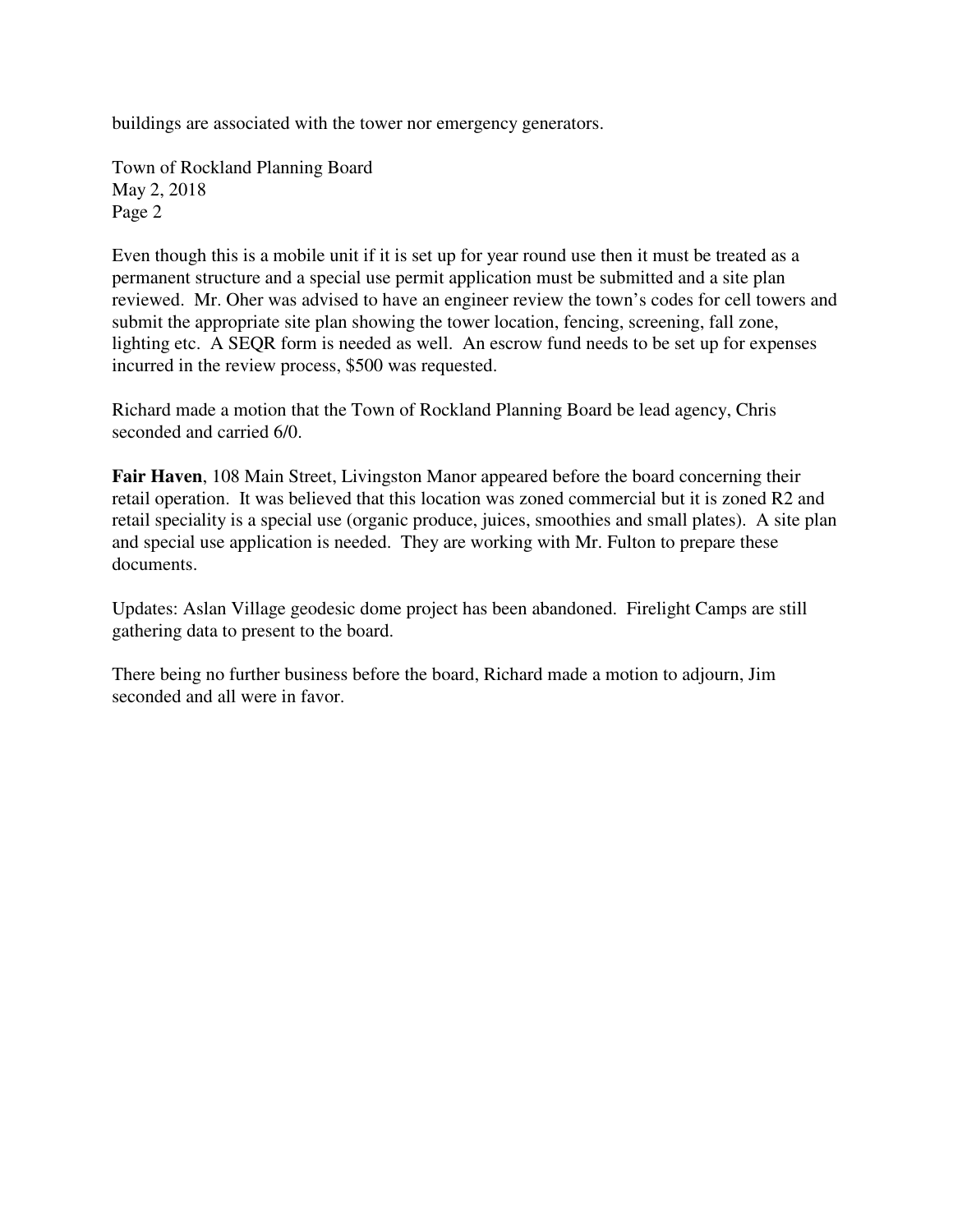buildings are associated with the tower nor emergency generators.

Even though this is a mobile unit if it is set up for year round use then it must be treated as a permanent structure and a special use permit application must be submitted and a site plan reviewed. Mr. Oher was advised to have an engineer review the town's codes for cell towers and submit the appropriate site plan showing the tower location, fencing, screening, fall zone, lighting etc. A SEQR form is needed as well. An escrow fund needs to be set up for expenses incurred in the review process, $500 was requested.

Richard made a motion that the Town of Rockland Planning Board be lead agency, Chris seconded and carried 6/0.

**Fair Haven**, 108 Main Street, Livingston Manor appeared before the board concerning their retail operation. It was believed that this location was zoned commercial but it is zoned R2 and retail speciality is a special use (organic produce, juices, smoothies and small plates). A site plan and special use application is needed. They are working with Mr. Fulton to prepare these documents.

Updates: Aslan Village geodesic dome project has been abandoned. Firelight Camps are still gathering data to present to the board.

There being no further business before the board, Richard made a motion to adjourn, Jim seconded and all were in favor.